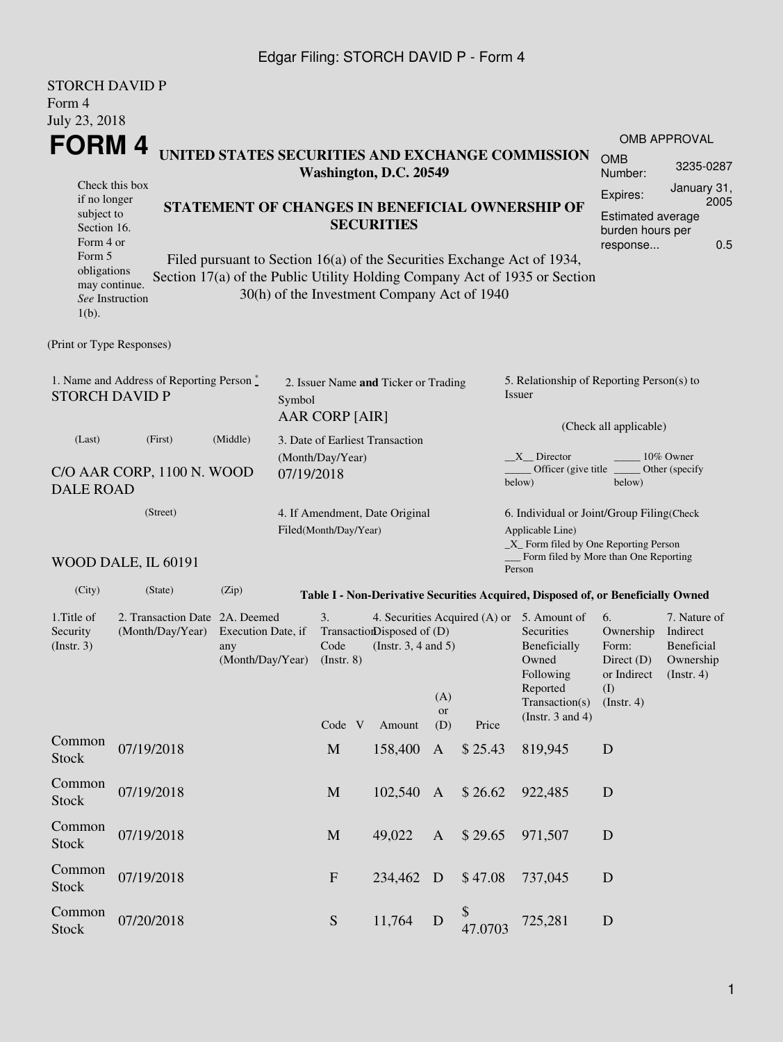STORCH DAVID P
Form 4
July 23, 2018

# FORM 4

## UNITED STATES SECURITIES AND EXCHANGE COMMISSION
Washington, D.C. 20549

| OMB APPROVAL | |
|---|---|
| OMB Number: | 3235-0287 |
| Expires: | January 31, 2005 |
| Estimated average burden hours per response... | 0.5 |

Check this box if no longer subject to Section 16. Form 4 or Form 5 obligations may continue. *See* Instruction 1(b).

## STATEMENT OF CHANGES IN BENEFICIAL OWNERSHIP OF SECURITIES

Filed pursuant to Section 16(a) of the Securities Exchange Act of 1934, Section 17(a) of the Public Utility Holding Company Act of 1935 or Section 30(h) of the Investment Company Act of 1940

(Print or Type Responses)

1. Name and Address of Reporting Person *
STORCH DAVID P

(Last) (First) (Middle)

C/O AAR CORP, 1100 N. WOOD DALE ROAD

(Street)

WOOD DALE, IL 60191

(City) (State) (Zip)

2. Issuer Name **and** Ticker or Trading Symbol
AAR CORP [AIR]

3. Date of Earliest Transaction (Month/Day/Year)
07/19/2018

4. If Amendment, Date Original Filed(Month/Day/Year)

5. Relationship of Reporting Person(s) to Issuer

(Check all applicable)

__X__ Director _____ 10% Owner
_____ Officer (give title below) _____ Other (specify below)

6. Individual or Joint/Group Filing(Check Applicable Line)
_X_ Form filed by One Reporting Person
___ Form filed by More than One Reporting Person

**Table I - Non-Derivative Securities Acquired, Disposed of, or Beneficially Owned**

| 1.Title of Security (Instr. 3) | 2. Transaction Date (Month/Day/Year) | 2A. Deemed Execution Date, if any (Month/Day/Year) | 3. Transaction Code (Instr. 8) | | 4. Securities Acquired (A) or Disposed of (D) (Instr. 3, 4 and 5) | | | 5. Amount of Securities Beneficially Owned Following Reported Transaction(s) (Instr. 3 and 4) | 6. Ownership Form: Direct (D) or Indirect (I) (Instr. 4) | 7. Nature of Indirect Beneficial Ownership (Instr. 4) |
|---|---|---|---|---|---|---|---|---|---|---|
| | | | Code | V | Amount | (A) or (D) | Price | | | |
| Common Stock | 07/19/2018 | | M | | 158,400 | A | $ 25.43 | 819,945 | D | |
| Common Stock | 07/19/2018 | | M | | 102,540 | A | $ 26.62 | 922,485 | D | |
| Common Stock | 07/19/2018 | | M | | 49,022 | A | $ 29.65 | 971,507 | D | |
| Common Stock | 07/19/2018 | | F | | 234,462 | D | $ 47.08 | 737,045 | D | |
| Common Stock | 07/20/2018 | | S | | 11,764 | D | $ 47.0703 | 725,281 | D | |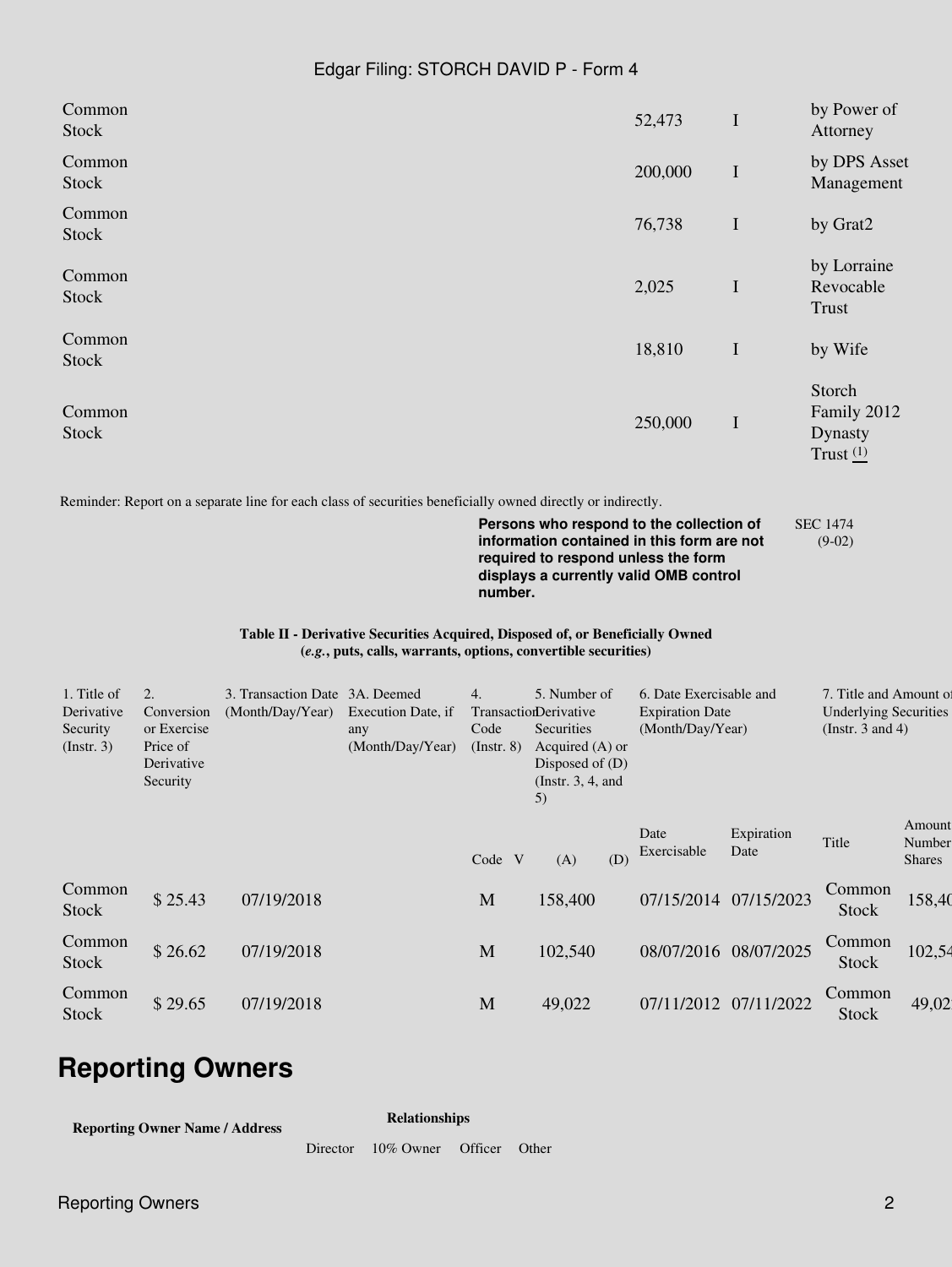| | | | |
|---|---|---|---|
| Common Stock | 52,473 | I | by Power of Attorney |
| Common Stock | 200,000 | I | by DPS Asset Management |
| Common Stock | 76,738 | I | by Grat2 |
| Common Stock | 2,025 | I | by Lorraine Revocable Trust |
| Common Stock | 18,810 | I | by Wife |
| Common Stock | 250,000 | I | Storch Family 2012 Dynasty Trust (1) |

Reminder: Report on a separate line for each class of securities beneficially owned directly or indirectly.

**Persons who respond to the collection of information contained in this form are not required to respond unless the form displays a currently valid OMB control number.**

SEC 1474 (9-02)

**Table II - Derivative Securities Acquired, Disposed of, or Beneficially Owned**
**(*e.g.*, puts, calls, warrants, options, convertible securities)**

| 1. Title of Derivative Security (Instr. 3) | 2. Conversion or Exercise Price of Derivative Security | 3. Transaction Date (Month/Day/Year) | 3A. Deemed Execution Date, if any (Month/Day/Year) | 4. Transaction Code (Instr. 8) | | 5. Number of Derivative Securities Acquired (A) or Disposed of (D) (Instr. 3, 4, and 5) | | 6. Date Exercisable and Expiration Date (Month/Day/Year) | | 7. Title and Amount of Underlying Securities (Instr. 3 and 4) | |
|---|---|---|---|---|---|---|---|---|---|---|---|
| | | | | Code | V | (A) | (D) | Date Exercisable | Expiration Date | Title | Amount or Number of Shares |
| Common Stock | $ 25.43 | 07/19/2018 | | M | | 158,400 | | 07/15/2014 | 07/15/2023 | Common Stock | 158,400 |
| Common Stock | $ 26.62 | 07/19/2018 | | M | | 102,540 | | 08/07/2016 | 08/07/2025 | Common Stock | 102,540 |
| Common Stock | $ 29.65 | 07/19/2018 | | M | | 49,022 | | 07/11/2012 | 07/11/2022 | Common Stock | 49,022 |

# Reporting Owners

| Reporting Owner Name / Address | Relationships | | | |
|---|---|---|---|---|
| | Director | 10% Owner | Officer | Other |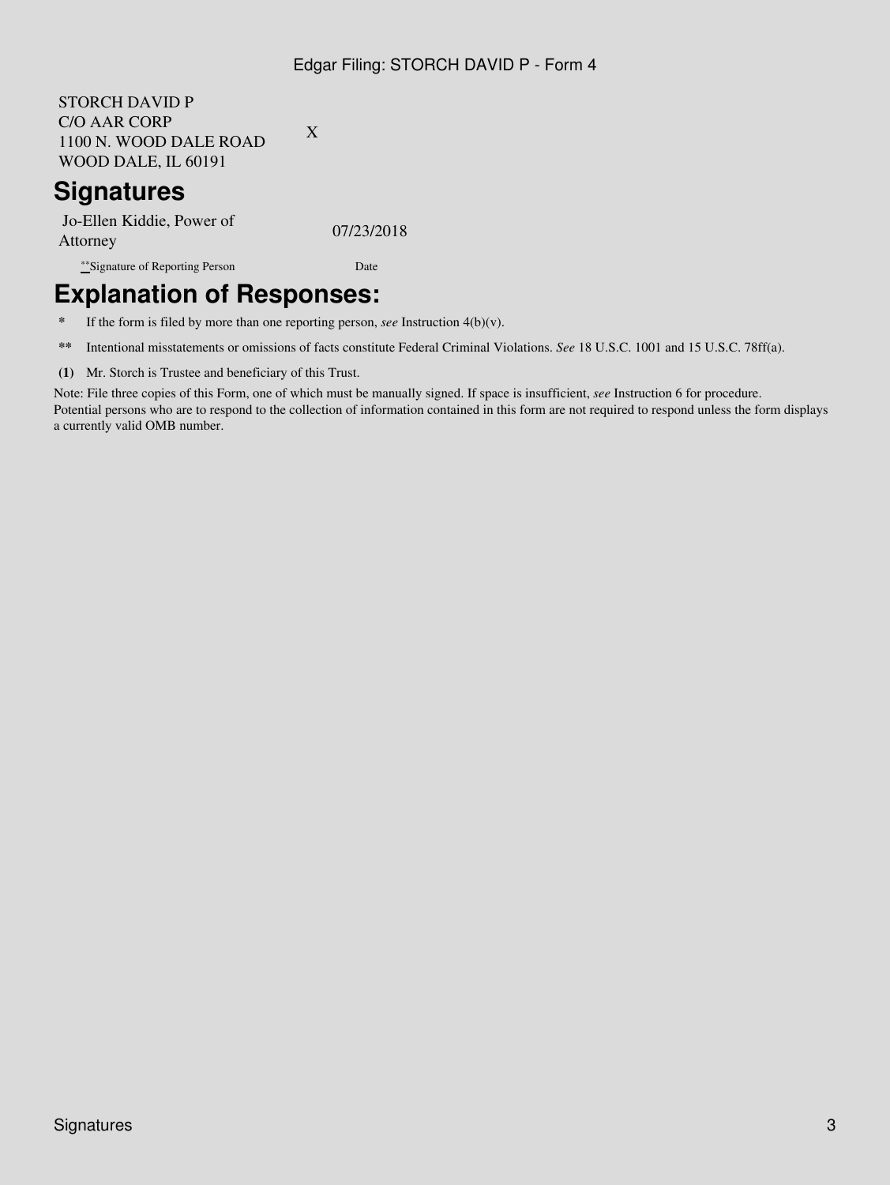| | |
|---|---|
| STORCH DAVID P<br>C/O AAR CORP<br>1100 N. WOOD DALE ROAD<br>WOOD DALE, IL 60191 | X |

## Signatures

| | |
|---|---|
| Jo-Ellen Kiddie, Power of Attorney | 07/23/2018 |
| **Signature of Reporting Person | Date |

## Explanation of Responses:

\* If the form is filed by more than one reporting person, *see* Instruction 4(b)(v).

** Intentional misstatements or omissions of facts constitute Federal Criminal Violations. *See* 18 U.S.C. 1001 and 15 U.S.C. 78ff(a).

**(1)** Mr. Storch is Trustee and beneficiary of this Trust.

Note: File three copies of this Form, one of which must be manually signed. If space is insufficient, *see* Instruction 6 for procedure.
Potential persons who are to respond to the collection of information contained in this form are not required to respond unless the form displays a currently valid OMB number.